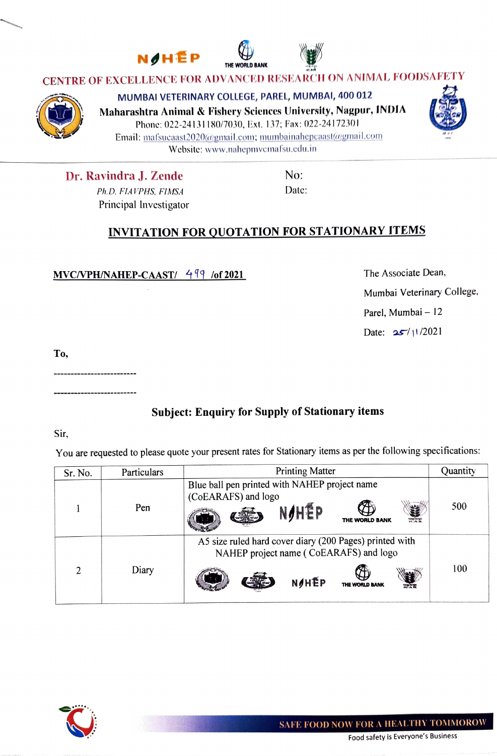NAHEP THE WORLD BANK ICAR

## CENTRE OF EXCELLENCE FOR ADVANCED RESEARCH ON ANIMAL FOODSAFETY

**MUMBAI VETERINARY COLLEGE, PAREL, MUMBAI, 400 012**

**Maharashtra Animal & Fishery Sciences University, Nagpur, INDIA**

Phone: 022-24131180/7030, Ext. 137; Fax: 022-24172301

Email: mafsucaast2020@gmail.com; mumbainahepcaast@gmail.com

Website: www.nahepmvcmafsu.edu.in

---

**Dr. Ravindra J. Zende**
*Ph.D, FIAVPHS, FIMSA*
Principal Investigator

No:
Date:

## INVITATION FOR QUOTATION FOR STATIONARY ITEMS

**MVC/VPH/NAHEP-CAAST/ 499 /of 2021**

The Associate Dean,
Mumbai Veterinary College,
Parel, Mumbai – 12
Date: 25/11/2021

**To,**

-------------------------

-------------------------

**Subject: Enquiry for Supply of Stationary items**

Sir,

You are requested to please quote your present rates for Stationary items as per the following specifications:

| Sr. No. | Particulars | Printing Matter | Quantity |
|---|---|---|---|
| 1 | Pen | Blue ball pen printed with NAHEP project name (CoEARAFS) and logo | 500 |
| 2 | Diary | A5 size ruled hard cover diary (200 Pages) printed with NAHEP project name ( CoEARAFS) and logo | 100 |

SAFE FOOD NOW FOR A HEALTHY TOMMOROW

Food safety is Everyone's Business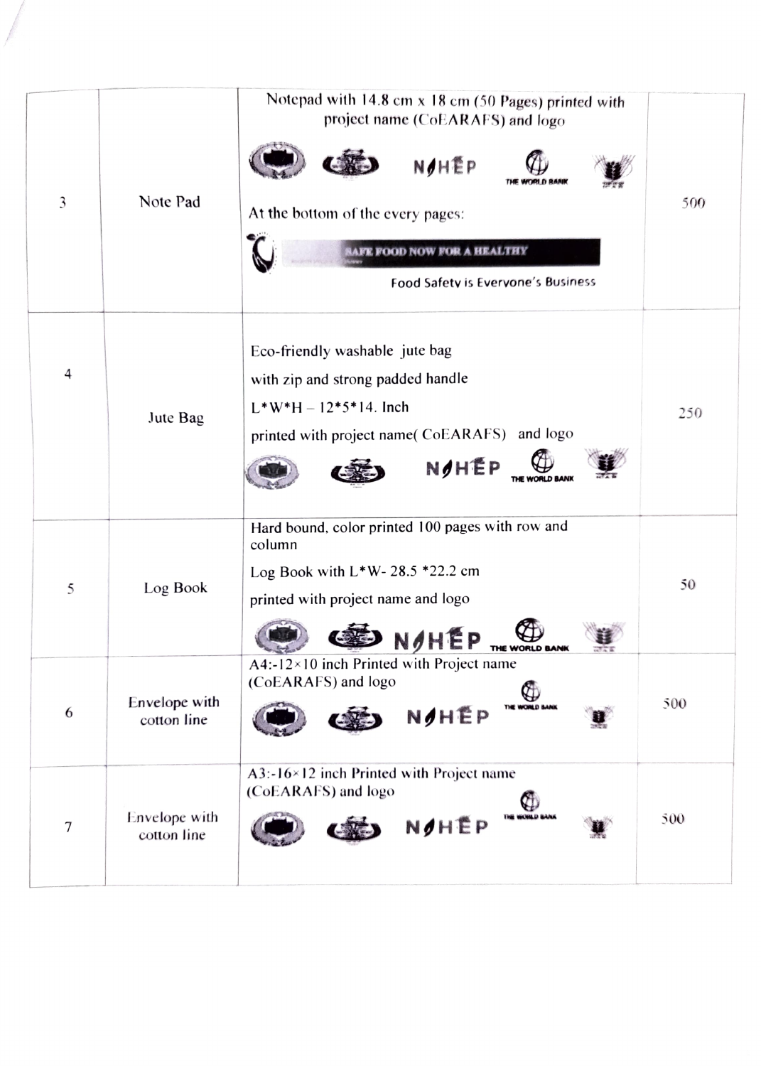| 3 | Note Pad | Notepad with 14.8 cm x 18 cm (50 Pages) printed with project name (CoEARAFS) and logo<br>N HEP THE WORLD BANK<br>At the bottom of the every pages:<br>SAFE FOOD NOW FOR A HEALTHY<br>Food Safety is Everyone's Business | 500 |
|---|---|---|---|
| 4 | Jute Bag | Eco-friendly washable jute bag<br>with zip and strong padded handle<br>L*W*H – 12*5*14. Inch<br>printed with project name( CoEARAFS) and logo<br>N HEP THE WORLD BANK | 250 |
| 5 | Log Book | Hard bound, color printed 100 pages with row and column<br>Log Book with L*W- 28.5 *22.2 cm<br>printed with project name and logo<br>N HEP THE WORLD BANK | 50 |
| 6 | Envelope with cotton line | A4:-12×10 inch Printed with Project name (CoEARAFS) and logo<br>N HEP THE WORLD BANK | 500 |
| 7 | Envelope with cotton line | A3:-16×12 inch Printed with Project name (CoEARAFS) and logo<br>N HEP THE WORLD BANK | 500 |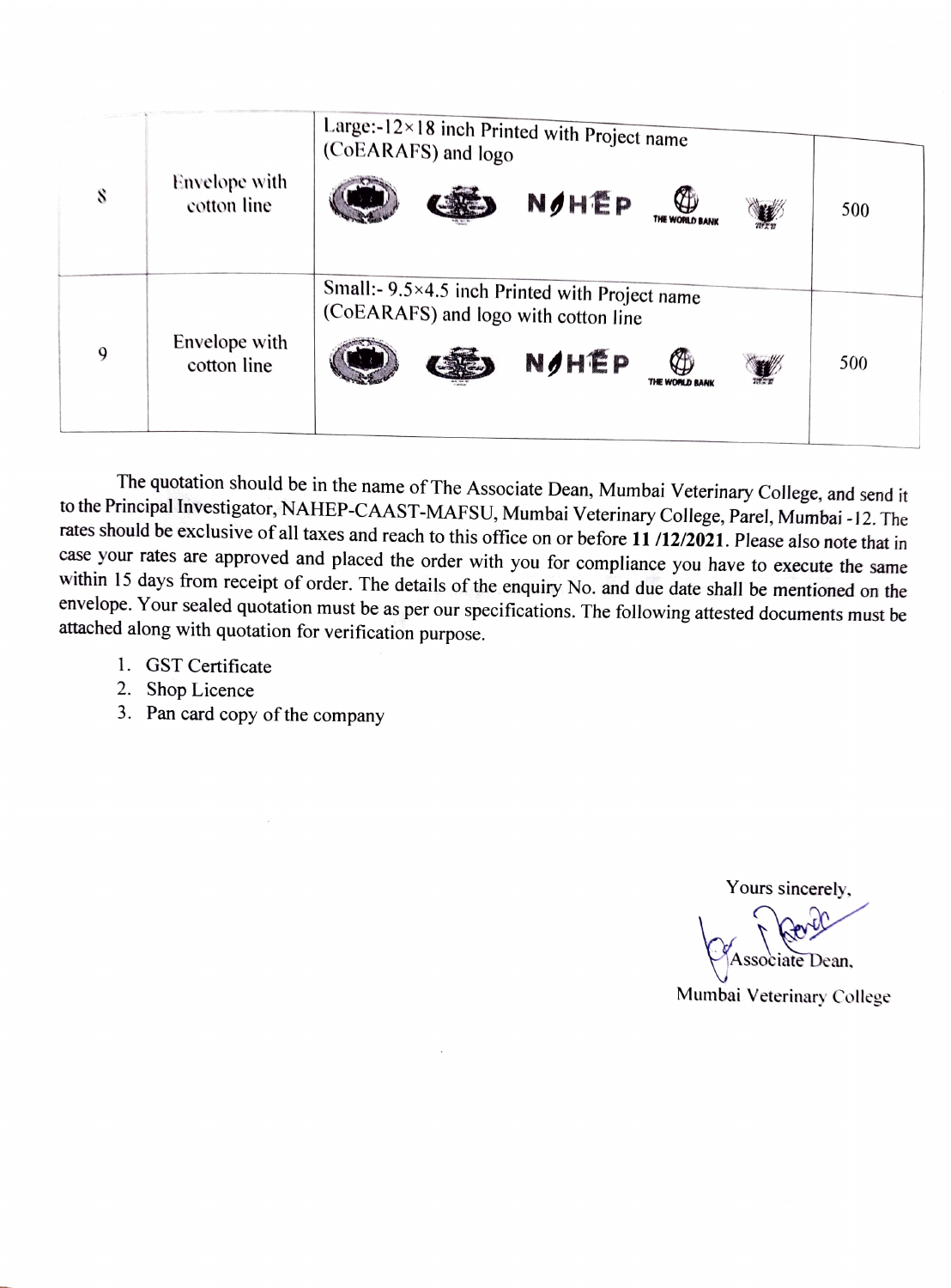| | | | |
|---|---|---|---|
| 8 | Envelope with cotton line | Large:-12×18 inch Printed with Project name (CoEARAFS) and logo<br>NAHEP THE WORLD BANK | 500 |
| 9 | Envelope with cotton line | Small:- 9.5×4.5 inch Printed with Project name (CoEARAFS) and logo with cotton line<br>NAHEP THE WORLD BANK | 500 |

The quotation should be in the name of The Associate Dean, Mumbai Veterinary College, and send it to the Principal Investigator, NAHEP-CAAST-MAFSU, Mumbai Veterinary College, Parel, Mumbai -12. The rates should be exclusive of all taxes and reach to this office on or before **11 /12/2021**. Please also note that in case your rates are approved and placed the order with you for compliance you have to execute the same within 15 days from receipt of order. The details of the enquiry No. and due date shall be mentioned on the envelope. Your sealed quotation must be as per our specifications. The following attested documents must be attached along with quotation for verification purpose.

1. GST Certificate
2. Shop Licence
3. Pan card copy of the company

Yours sincerely,

Associate Dean,
Mumbai Veterinary College